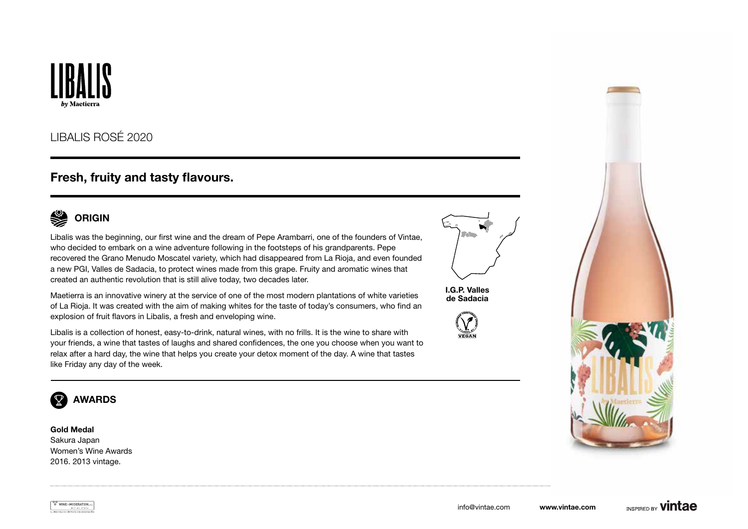# LIBALIS

*by Maetierra*

LIBALIS ROSÉ 2020

## Fresh, fruity and tasty flavours.

### ORIGIN

Libalis was the beginning, our first wine and the dream of Pepe Arambarri, one of the founders of Vintae, who decided to embark on a wine adventure following in the footsteps of his grandparents. Pepe recovered the Grano Menudo Moscatel variety, which had disappeared from La Rioja, and even founded a new PGI, Valles de Sadacia, to protect wines made from this grape. Fruity and aromatic wines that created an authentic revolution that is still alive today, two decades later.

Maetierra is an innovative winery at the service of one of the most modern plantations of white varieties of La Rioja. It was created with the aim of making whites for the taste of today's consumers, who find an explosion of fruit flavors in Libalis, a fresh and enveloping wine.

Libalis is a collection of honest, easy-to-drink, natural wines, with no frills. It is the wine to share with your friends, a wine that tastes of laughs and shared confidences, the one you choose when you want to relax after a hard day, the wine that helps you create your detox moment of the day. A wine that tastes like Friday any day of the week.

**I.G.P. Valles de Sadacia**

VEGAN

### AWARDS

**Gold Medal**
Sakura Japan
Women's Wine Awards
2016. 2013 vintage.

info@vintae.com **www.vintae.com** INSPIRED BY **vintae**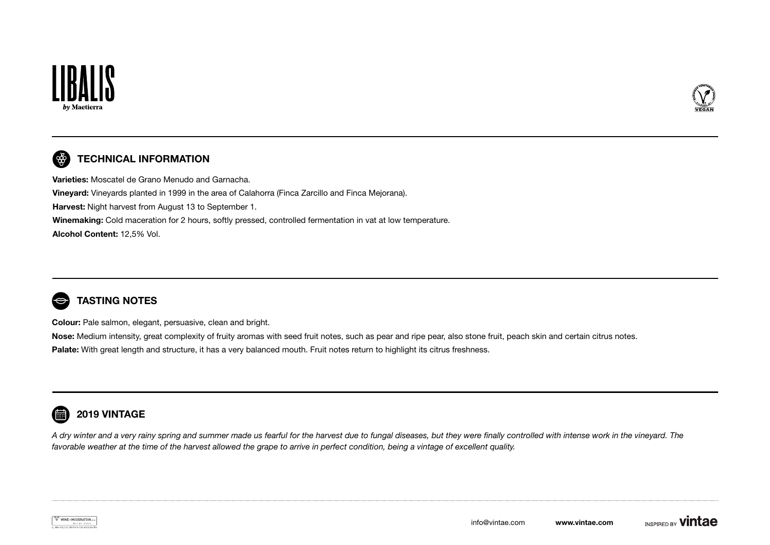# LIBALIS

*by* Maetierra

VEGAN

## TECHNICAL INFORMATION

**Varieties:** Moscatel de Grano Menudo and Garnacha.

**Vineyard:** Vineyards planted in 1999 in the area of Calahorra (Finca Zarcillo and Finca Mejorana).

**Harvest:** Night harvest from August 13 to September 1.

**Winemaking:** Cold maceration for 2 hours, softly pressed, controlled fermentation in vat at low temperature.

**Alcohol Content:** 12,5% Vol.

## TASTING NOTES

**Colour:** Pale salmon, elegant, persuasive, clean and bright.

**Nose:** Medium intensity, great complexity of fruity aromas with seed fruit notes, such as pear and ripe pear, also stone fruit, peach skin and certain citrus notes.

**Palate:** With great length and structure, it has a very balanced mouth. Fruit notes return to highlight its citrus freshness.

## 2019 VINTAGE

*A dry winter and a very rainy spring and summer made us fearful for the harvest due to fungal diseases, but they were finally controlled with intense work in the vineyard. The favorable weather at the time of the harvest allowed the grape to arrive in perfect condition, being a vintage of excellent quality.*

WINE in MODERATION

info@vintae.com www.vintae.com INSPIRED BY vintae